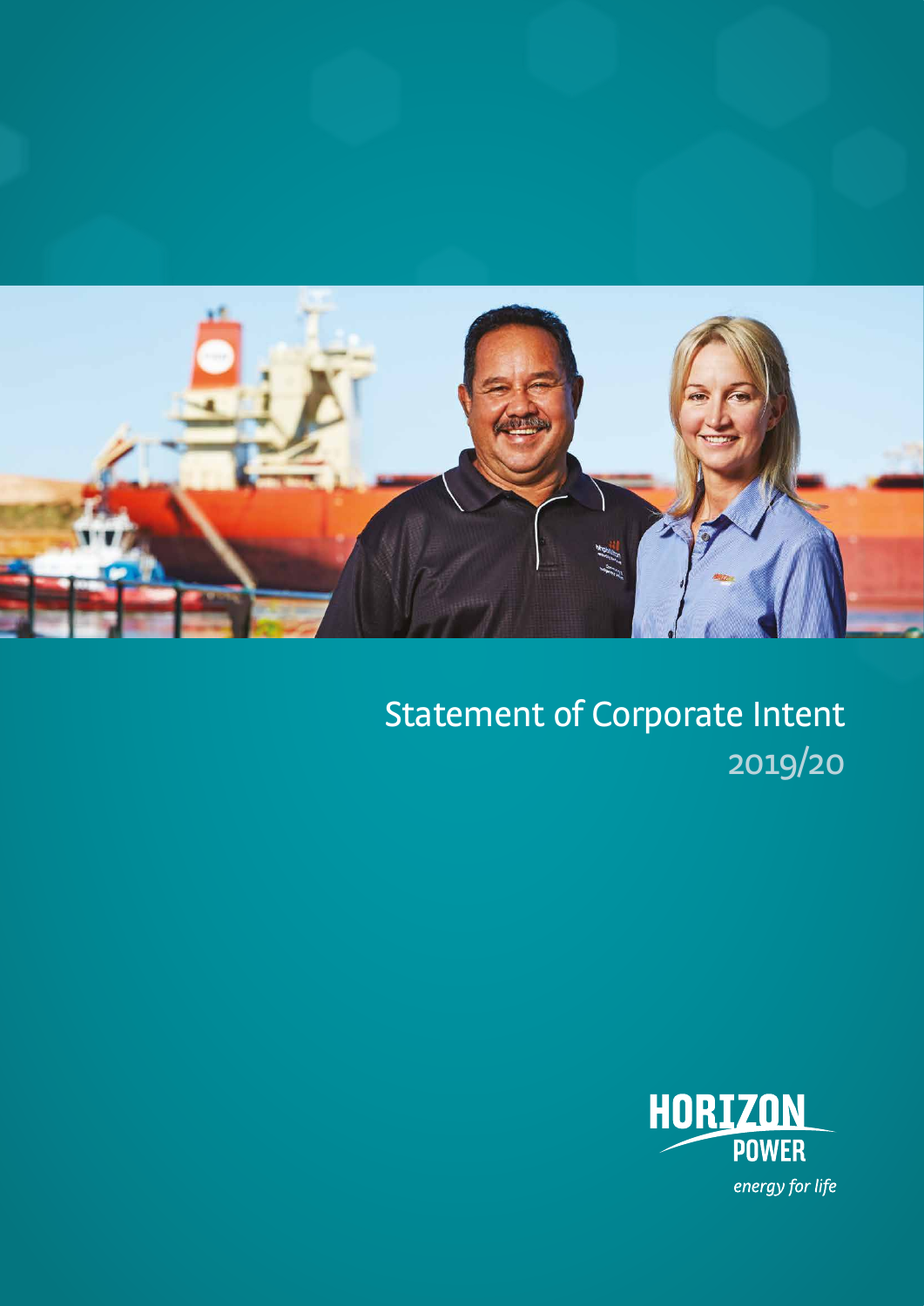# Statement of Corporate Intent

2019/20

HORIZON POWER

*energy for life*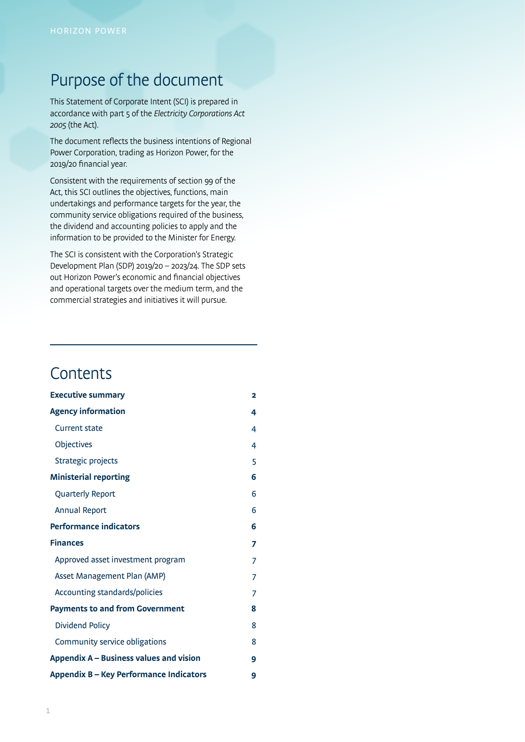# Purpose of the document

This Statement of Corporate Intent (SCI) is prepared in accordance with part 5 of the *Electricity Corporations Act 2005* (the Act).

The document reflects the business intentions of Regional Power Corporation, trading as Horizon Power, for the 2019/20 financial year.

Consistent with the requirements of section 99 of the Act, this SCI outlines the objectives, functions, main undertakings and performance targets for the year, the community service obligations required of the business, the dividend and accounting policies to apply and the information to be provided to the Minister for Energy.

The SCI is consistent with the Corporation's Strategic Development Plan (SDP) 2019/20 – 2023/24. The SDP sets out Horizon Power's economic and financial objectives and operational targets over the medium term, and the commercial strategies and initiatives it will pursue.

# Contents

| | |
|---|---|
| **Executive summary** | **2** |
| **Agency information** | **4** |
| Current state | 4 |
| Objectives | 4 |
| Strategic projects | 5 |
| **Ministerial reporting** | **6** |
| Quarterly Report | 6 |
| Annual Report | 6 |
| **Performance indicators** | **6** |
| **Finances** | **7** |
| Approved asset investment program | 7 |
| Asset Management Plan (AMP) | 7 |
| Accounting standards/policies | 7 |
| **Payments to and from Government** | **8** |
| Dividend Policy | 8 |
| Community service obligations | 8 |
| **Appendix A – Business values and vision** | **9** |
| **Appendix B – Key Performance Indicators** | **9** |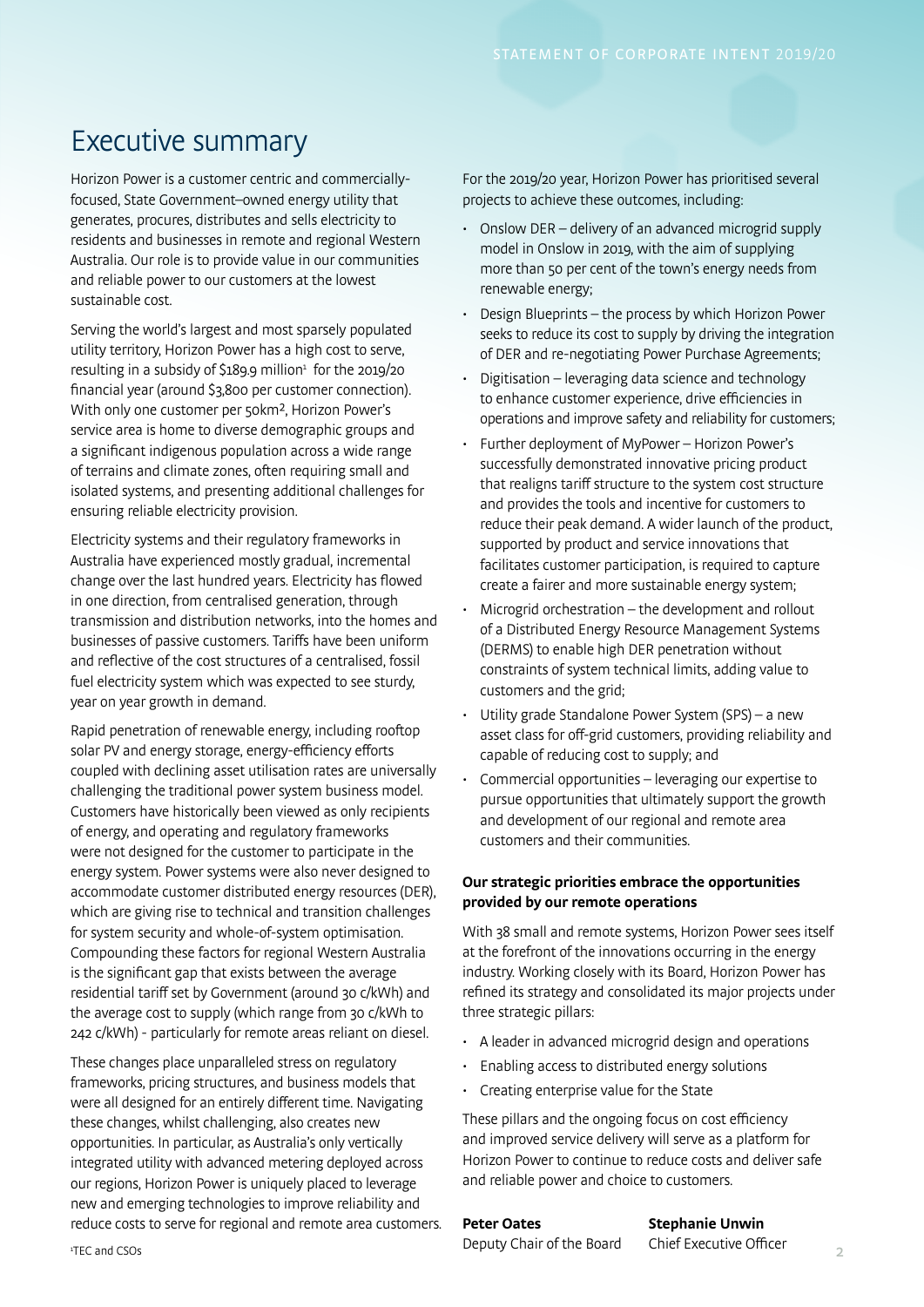# Executive summary

Horizon Power is a customer centric and commercially-focused, State Government–owned energy utility that generates, procures, distributes and sells electricity to residents and businesses in remote and regional Western Australia. Our role is to provide value in our communities and reliable power to our customers at the lowest sustainable cost.

Serving the world's largest and most sparsely populated utility territory, Horizon Power has a high cost to serve, resulting in a subsidy of $189.9 million[1] for the 2019/20 financial year (around $3,800 per customer connection). With only one customer per 50km², Horizon Power's service area is home to diverse demographic groups and a significant indigenous population across a wide range of terrains and climate zones, often requiring small and isolated systems, and presenting additional challenges for ensuring reliable electricity provision.

Electricity systems and their regulatory frameworks in Australia have experienced mostly gradual, incremental change over the last hundred years. Electricity has flowed in one direction, from centralised generation, through transmission and distribution networks, into the homes and businesses of passive customers. Tariffs have been uniform and reflective of the cost structures of a centralised, fossil fuel electricity system which was expected to see sturdy, year on year growth in demand.

Rapid penetration of renewable energy, including rooftop solar PV and energy storage, energy-efficiency efforts coupled with declining asset utilisation rates are universally challenging the traditional power system business model. Customers have historically been viewed as only recipients of energy, and operating and regulatory frameworks were not designed for the customer to participate in the energy system. Power systems were also never designed to accommodate customer distributed energy resources (DER), which are giving rise to technical and transition challenges for system security and whole-of-system optimisation. Compounding these factors for regional Western Australia is the significant gap that exists between the average residential tariff set by Government (around 30 c/kWh) and the average cost to supply (which range from 30 c/kWh to 242 c/kWh) - particularly for remote areas reliant on diesel.

These changes place unparalleled stress on regulatory frameworks, pricing structures, and business models that were all designed for an entirely different time. Navigating these changes, whilst challenging, also creates new opportunities. In particular, as Australia's only vertically integrated utility with advanced metering deployed across our regions, Horizon Power is uniquely placed to leverage new and emerging technologies to improve reliability and reduce costs to serve for regional and remote area customers.

For the 2019/20 year, Horizon Power has prioritised several projects to achieve these outcomes, including:

- Onslow DER – delivery of an advanced microgrid supply model in Onslow in 2019, with the aim of supplying more than 50 per cent of the town's energy needs from renewable energy;
- Design Blueprints – the process by which Horizon Power seeks to reduce its cost to supply by driving the integration of DER and re-negotiating Power Purchase Agreements;
- Digitisation – leveraging data science and technology to enhance customer experience, drive efficiencies in operations and improve safety and reliability for customers;
- Further deployment of MyPower – Horizon Power's successfully demonstrated innovative pricing product that realigns tariff structure to the system cost structure and provides the tools and incentive for customers to reduce their peak demand. A wider launch of the product, supported by product and service innovations that facilitates customer participation, is required to capture create a fairer and more sustainable energy system;
- Microgrid orchestration – the development and rollout of a Distributed Energy Resource Management Systems (DERMS) to enable high DER penetration without constraints of system technical limits, adding value to customers and the grid;
- Utility grade Standalone Power System (SPS) – a new asset class for off-grid customers, providing reliability and capable of reducing cost to supply; and
- Commercial opportunities – leveraging our expertise to pursue opportunities that ultimately support the growth and development of our regional and remote area customers and their communities.

**Our strategic priorities embrace the opportunities provided by our remote operations**

With 38 small and remote systems, Horizon Power sees itself at the forefront of the innovations occurring in the energy industry. Working closely with its Board, Horizon Power has refined its strategy and consolidated its major projects under three strategic pillars:

- A leader in advanced microgrid design and operations
- Enabling access to distributed energy solutions
- Creating enterprise value for the State

These pillars and the ongoing focus on cost efficiency and improved service delivery will serve as a platform for Horizon Power to continue to reduce costs and deliver safe and reliable power and choice to customers.

**Peter Oates**
Deputy Chair of the Board

**Stephanie Unwin**
Chief Executive Officer

[1] TEC and CSOs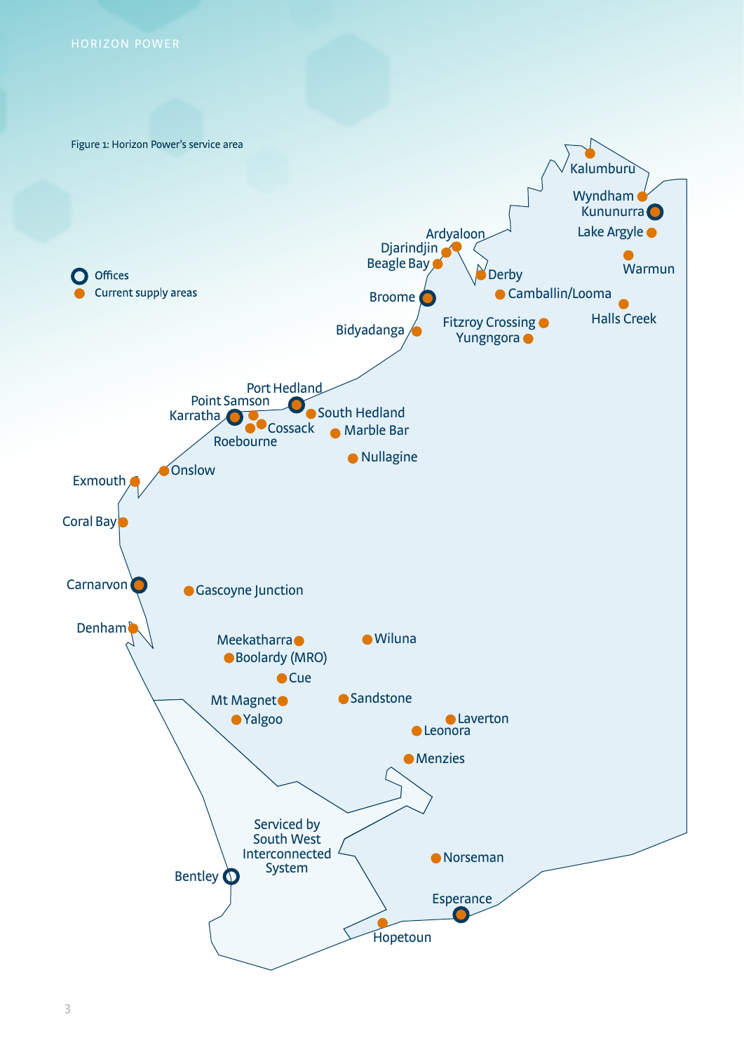Figure 1: Horizon Power's service area

Offices

Current supply areas

Kalumburu

Wyndham

Kununurra

Lake Argyle

Warmun

Halls Creek

Ardyaloon

Djarindjin

Beagle Bay

Derby

Camballin/Looma

Broome

Bidyadanga

Fitzroy Crossing

Yungngora

Port Hedland

Point Samson

Karratha

South Hedland

Cossack

Roebourne

Marble Bar

Nullagine

Exmouth

Onslow

Coral Bay

Carnarvon

Gascoyne Junction

Denham

Meekatharra

Wiluna

Boolardy (MRO)

Cue

Mt Magnet

Sandstone

Yalgoo

Laverton

Leonora

Menzies

Serviced by South West Interconnected System

Bentley

Norseman

Esperance

Hopetoun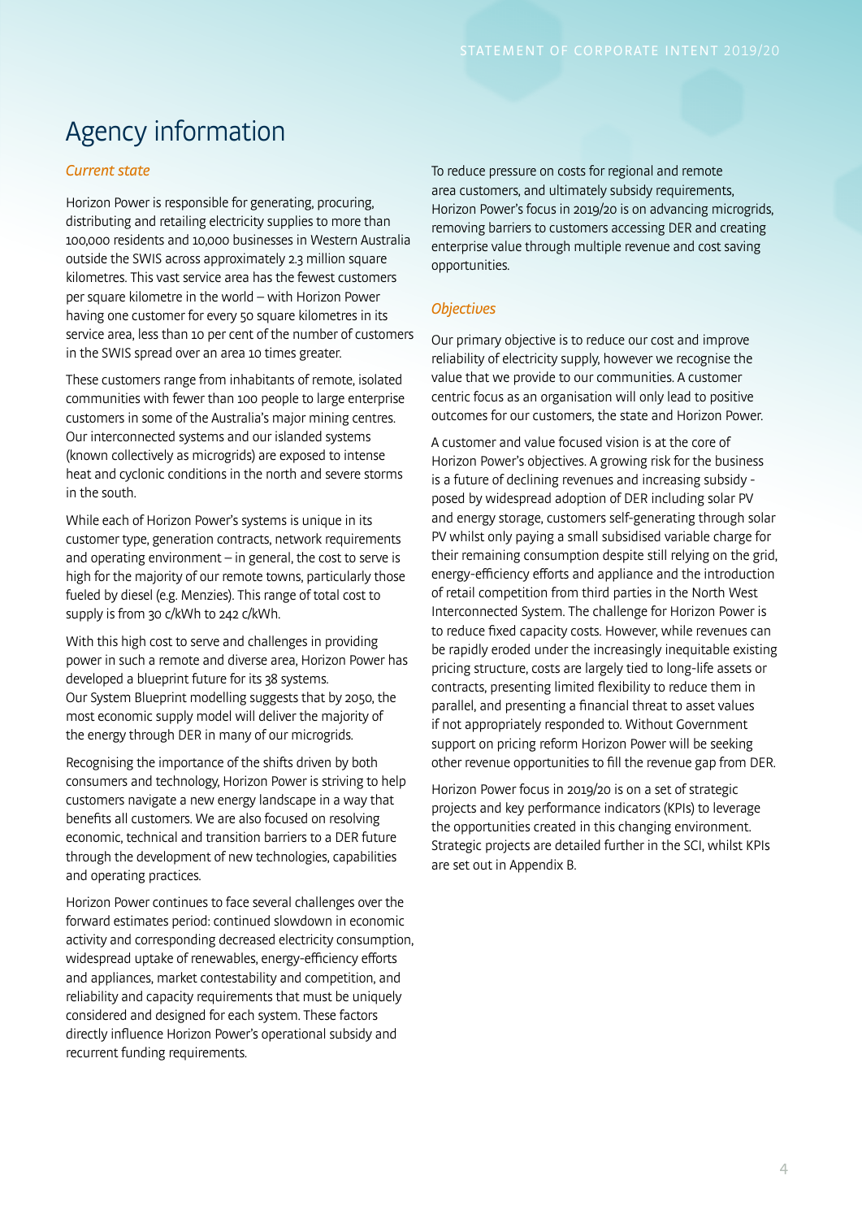# Agency information

## *Current state*

Horizon Power is responsible for generating, procuring, distributing and retailing electricity supplies to more than 100,000 residents and 10,000 businesses in Western Australia outside the SWIS across approximately 2.3 million square kilometres. This vast service area has the fewest customers per square kilometre in the world – with Horizon Power having one customer for every 50 square kilometres in its service area, less than 10 per cent of the number of customers in the SWIS spread over an area 10 times greater.

These customers range from inhabitants of remote, isolated communities with fewer than 100 people to large enterprise customers in some of the Australia's major mining centres. Our interconnected systems and our islanded systems (known collectively as microgrids) are exposed to intense heat and cyclonic conditions in the north and severe storms in the south.

While each of Horizon Power's systems is unique in its customer type, generation contracts, network requirements and operating environment – in general, the cost to serve is high for the majority of our remote towns, particularly those fueled by diesel (e.g. Menzies). This range of total cost to supply is from 30 c/kWh to 242 c/kWh.

With this high cost to serve and challenges in providing power in such a remote and diverse area, Horizon Power has developed a blueprint future for its 38 systems. Our System Blueprint modelling suggests that by 2050, the most economic supply model will deliver the majority of the energy through DER in many of our microgrids.

Recognising the importance of the shifts driven by both consumers and technology, Horizon Power is striving to help customers navigate a new energy landscape in a way that benefits all customers. We are also focused on resolving economic, technical and transition barriers to a DER future through the development of new technologies, capabilities and operating practices.

Horizon Power continues to face several challenges over the forward estimates period: continued slowdown in economic activity and corresponding decreased electricity consumption, widespread uptake of renewables, energy-efficiency efforts and appliances, market contestability and competition, and reliability and capacity requirements that must be uniquely considered and designed for each system. These factors directly influence Horizon Power's operational subsidy and recurrent funding requirements.

To reduce pressure on costs for regional and remote area customers, and ultimately subsidy requirements, Horizon Power's focus in 2019/20 is on advancing microgrids, removing barriers to customers accessing DER and creating enterprise value through multiple revenue and cost saving opportunities.

## *Objectives*

Our primary objective is to reduce our cost and improve reliability of electricity supply, however we recognise the value that we provide to our communities. A customer centric focus as an organisation will only lead to positive outcomes for our customers, the state and Horizon Power.

A customer and value focused vision is at the core of Horizon Power's objectives. A growing risk for the business is a future of declining revenues and increasing subsidy - posed by widespread adoption of DER including solar PV and energy storage, customers self-generating through solar PV whilst only paying a small subsidised variable charge for their remaining consumption despite still relying on the grid, energy-efficiency efforts and appliance and the introduction of retail competition from third parties in the North West Interconnected System. The challenge for Horizon Power is to reduce fixed capacity costs. However, while revenues can be rapidly eroded under the increasingly inequitable existing pricing structure, costs are largely tied to long-life assets or contracts, presenting limited flexibility to reduce them in parallel, and presenting a financial threat to asset values if not appropriately responded to. Without Government support on pricing reform Horizon Power will be seeking other revenue opportunities to fill the revenue gap from DER.

Horizon Power focus in 2019/20 is on a set of strategic projects and key performance indicators (KPIs) to leverage the opportunities created in this changing environment. Strategic projects are detailed further in the SCI, whilst KPIs are set out in Appendix B.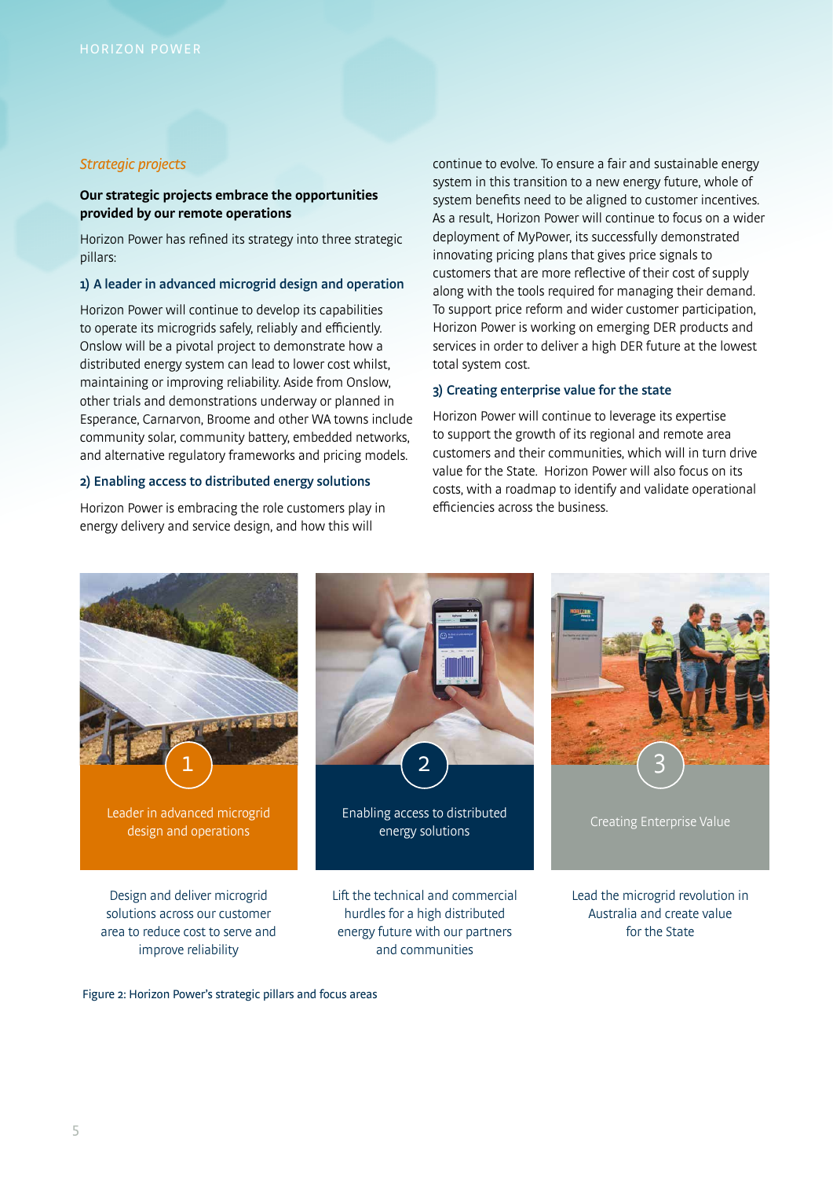*Strategic projects*

**Our strategic projects embrace the opportunities provided by our remote operations**

Horizon Power has refined its strategy into three strategic pillars:

### 1) A leader in advanced microgrid design and operation

Horizon Power will continue to develop its capabilities to operate its microgrids safely, reliably and efficiently. Onslow will be a pivotal project to demonstrate how a distributed energy system can lead to lower cost whilst, maintaining or improving reliability. Aside from Onslow, other trials and demonstrations underway or planned in Esperance, Carnarvon, Broome and other WA towns include community solar, community battery, embedded networks, and alternative regulatory frameworks and pricing models.

### 2) Enabling access to distributed energy solutions

Horizon Power is embracing the role customers play in energy delivery and service design, and how this will continue to evolve. To ensure a fair and sustainable energy system in this transition to a new energy future, whole of system benefits need to be aligned to customer incentives. As a result, Horizon Power will continue to focus on a wider deployment of MyPower, its successfully demonstrated innovating pricing plans that gives price signals to customers that are more reflective of their cost of supply along with the tools required for managing their demand. To support price reform and wider customer participation, Horizon Power is working on emerging DER products and services in order to deliver a high DER future at the lowest total system cost.

### 3) Creating enterprise value for the state

Horizon Power will continue to leverage its expertise to support the growth of its regional and remote area customers and their communities, which will in turn drive value for the State. Horizon Power will also focus on its costs, with a roadmap to identify and validate operational efficiencies across the business.

1 — Leader in advanced microgrid design and operations

Design and deliver microgrid solutions across our customer area to reduce cost to serve and improve reliability

2 — Enabling access to distributed energy solutions

Lift the technical and commercial hurdles for a high distributed energy future with our partners and communities

3 — Creating Enterprise Value

Lead the microgrid revolution in Australia and create value for the State

Figure 2: Horizon Power's strategic pillars and focus areas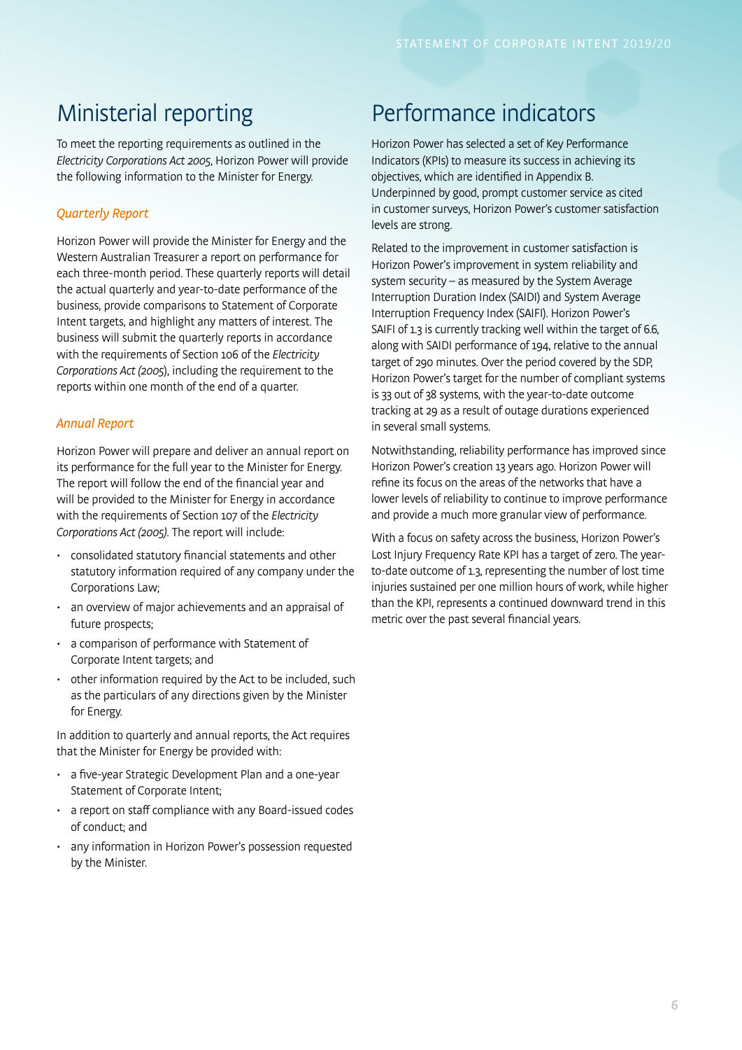# Ministerial reporting

To meet the reporting requirements as outlined in the *Electricity Corporations Act 2005*, Horizon Power will provide the following information to the Minister for Energy.

### *Quarterly Report*

Horizon Power will provide the Minister for Energy and the Western Australian Treasurer a report on performance for each three-month period. These quarterly reports will detail the actual quarterly and year-to-date performance of the business, provide comparisons to Statement of Corporate Intent targets, and highlight any matters of interest. The business will submit the quarterly reports in accordance with the requirements of Section 106 of the *Electricity Corporations Act (2005)*, including the requirement to the reports within one month of the end of a quarter.

### *Annual Report*

Horizon Power will prepare and deliver an annual report on its performance for the full year to the Minister for Energy. The report will follow the end of the financial year and will be provided to the Minister for Energy in accordance with the requirements of Section 107 of the *Electricity Corporations Act (2005)*. The report will include:

- consolidated statutory financial statements and other statutory information required of any company under the Corporations Law;
- an overview of major achievements and an appraisal of future prospects;
- a comparison of performance with Statement of Corporate Intent targets; and
- other information required by the Act to be included, such as the particulars of any directions given by the Minister for Energy.

In addition to quarterly and annual reports, the Act requires that the Minister for Energy be provided with:

- a five-year Strategic Development Plan and a one-year Statement of Corporate Intent;
- a report on staff compliance with any Board-issued codes of conduct; and
- any information in Horizon Power's possession requested by the Minister.

# Performance indicators

Horizon Power has selected a set of Key Performance Indicators (KPIs) to measure its success in achieving its objectives, which are identified in Appendix B. Underpinned by good, prompt customer service as cited in customer surveys, Horizon Power's customer satisfaction levels are strong.

Related to the improvement in customer satisfaction is Horizon Power's improvement in system reliability and system security – as measured by the System Average Interruption Duration Index (SAIDI) and System Average Interruption Frequency Index (SAIFI). Horizon Power's SAIFI of 1.3 is currently tracking well within the target of 6.6, along with SAIDI performance of 194, relative to the annual target of 290 minutes. Over the period covered by the SDP, Horizon Power's target for the number of compliant systems is 33 out of 38 systems, with the year-to-date outcome tracking at 29 as a result of outage durations experienced in several small systems.

Notwithstanding, reliability performance has improved since Horizon Power's creation 13 years ago. Horizon Power will refine its focus on the areas of the networks that have a lower levels of reliability to continue to improve performance and provide a much more granular view of performance.

With a focus on safety across the business, Horizon Power's Lost Injury Frequency Rate KPI has a target of zero. The year-to-date outcome of 1.3, representing the number of lost time injuries sustained per one million hours of work, while higher than the KPI, represents a continued downward trend in this metric over the past several financial years.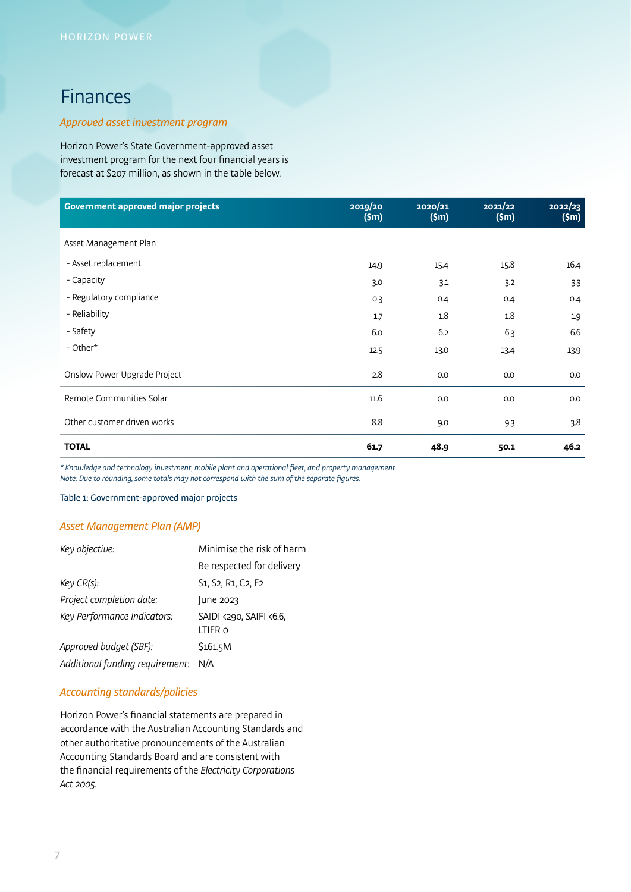## Finances

### *Approved asset investment program*

Horizon Power's State Government-approved asset investment program for the next four financial years is forecast at $207 million, as shown in the table below.

| Government approved major projects | 2019/20 ($m) | 2020/21 ($m) | 2021/22 ($m) | 2022/23 ($m) |
|---|---|---|---|---|
| Asset Management Plan | | | | |
| - Asset replacement | 14.9 | 15.4 | 15.8 | 16.4 |
| - Capacity | 3.0 | 3.1 | 3.2 | 3.3 |
| - Regulatory compliance | 0.3 | 0.4 | 0.4 | 0.4 |
| - Reliability | 1.7 | 1.8 | 1.8 | 1.9 |
| - Safety | 6.0 | 6.2 | 6.3 | 6.6 |
| - Other* | 12.5 | 13.0 | 13.4 | 13.9 |
| Onslow Power Upgrade Project | 2.8 | 0.0 | 0.0 | 0.0 |
| Remote Communities Solar | 11.6 | 0.0 | 0.0 | 0.0 |
| Other customer driven works | 8.8 | 9.0 | 9.3 | 3.8 |
| **TOTAL** | **61.7** | **48.9** | **50.1** | **46.2** |

*\* Knowledge and technology investment, mobile plant and operational fleet, and property management*
*Note: Due to rounding, some totals may not correspond with the sum of the separate figures.*

Table 1: Government-approved major projects

### *Asset Management Plan (AMP)*

| | |
|---|---|
| *Key objective:* | Minimise the risk of harm |
| | Be respected for delivery |
| *Key CR(s):* | S1, S2, R1, C2, F2 |
| *Project completion date:* | June 2023 |
| *Key Performance Indicators:* | SAIDI <290, SAIFI <6.6, LTIFR 0 |
| *Approved budget (SBF):* | $161.5M |
| *Additional funding requirement:* | N/A |

### *Accounting standards/policies*

Horizon Power's financial statements are prepared in accordance with the Australian Accounting Standards and other authoritative pronouncements of the Australian Accounting Standards Board and are consistent with the financial requirements of the *Electricity Corporations Act 2005*.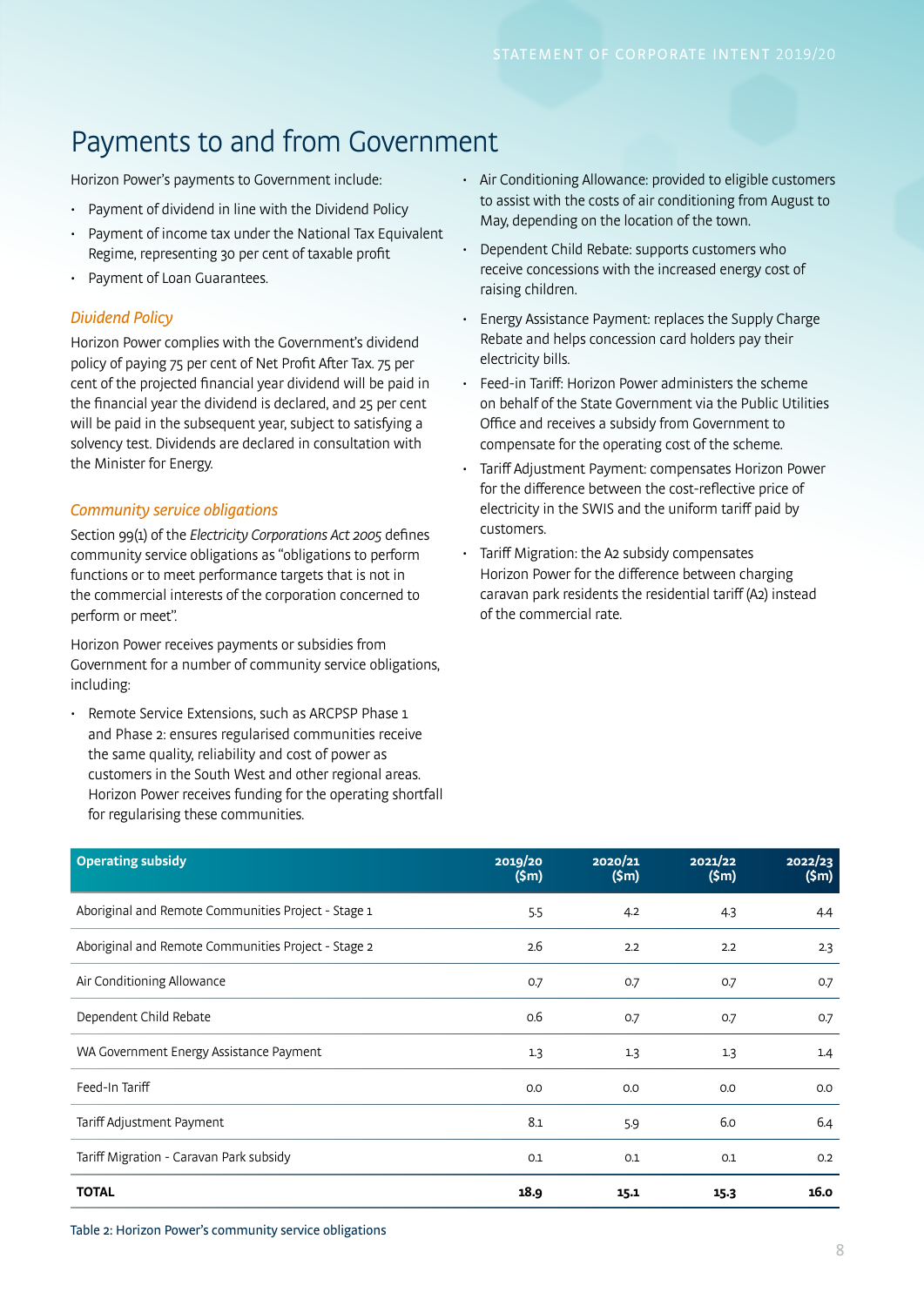# Payments to and from Government

Horizon Power's payments to Government include:

- Payment of dividend in line with the Dividend Policy
- Payment of income tax under the National Tax Equivalent Regime, representing 30 per cent of taxable profit
- Payment of Loan Guarantees.

### *Dividend Policy*

Horizon Power complies with the Government's dividend policy of paying 75 per cent of Net Profit After Tax. 75 per cent of the projected financial year dividend will be paid in the financial year the dividend is declared, and 25 per cent will be paid in the subsequent year, subject to satisfying a solvency test. Dividends are declared in consultation with the Minister for Energy.

### *Community service obligations*

Section 99(1) of the *Electricity Corporations Act 2005* defines community service obligations as "obligations to perform functions or to meet performance targets that is not in the commercial interests of the corporation concerned to perform or meet".

Horizon Power receives payments or subsidies from Government for a number of community service obligations, including:

- Remote Service Extensions, such as ARCPSP Phase 1 and Phase 2: ensures regularised communities receive the same quality, reliability and cost of power as customers in the South West and other regional areas. Horizon Power receives funding for the operating shortfall for regularising these communities.
- Air Conditioning Allowance: provided to eligible customers to assist with the costs of air conditioning from August to May, depending on the location of the town.
- Dependent Child Rebate: supports customers who receive concessions with the increased energy cost of raising children.
- Energy Assistance Payment: replaces the Supply Charge Rebate and helps concession card holders pay their electricity bills.
- Feed-in Tariff: Horizon Power administers the scheme on behalf of the State Government via the Public Utilities Office and receives a subsidy from Government to compensate for the operating cost of the scheme.
- Tariff Adjustment Payment: compensates Horizon Power for the difference between the cost-reflective price of electricity in the SWIS and the uniform tariff paid by customers.
- Tariff Migration: the A2 subsidy compensates Horizon Power for the difference between charging caravan park residents the residential tariff (A2) instead of the commercial rate.

| Operating subsidy | 2019/20 ($m) | 2020/21 ($m) | 2021/22 ($m) | 2022/23 ($m) |
|---|---|---|---|---|
| Aboriginal and Remote Communities Project - Stage 1 | 5.5 | 4.2 | 4.3 | 4.4 |
| Aboriginal and Remote Communities Project - Stage 2 | 2.6 | 2.2 | 2.2 | 2.3 |
| Air Conditioning Allowance | 0.7 | 0.7 | 0.7 | 0.7 |
| Dependent Child Rebate | 0.6 | 0.7 | 0.7 | 0.7 |
| WA Government Energy Assistance Payment | 1.3 | 1.3 | 1.3 | 1.4 |
| Feed-In Tariff | 0.0 | 0.0 | 0.0 | 0.0 |
| Tariff Adjustment Payment | 8.1 | 5.9 | 6.0 | 6.4 |
| Tariff Migration - Caravan Park subsidy | 0.1 | 0.1 | 0.1 | 0.2 |
| **TOTAL** | **18.9** | **15.1** | **15.3** | **16.0** |

Table 2: Horizon Power's community service obligations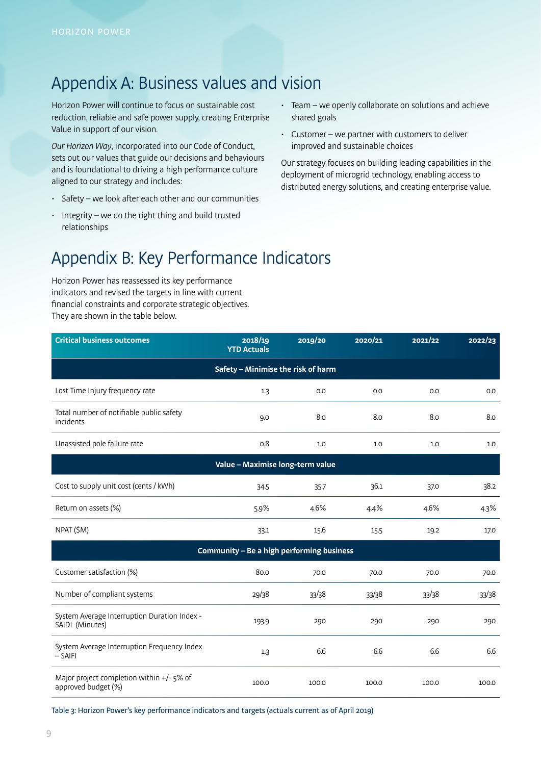# Appendix A: Business values and vision

Horizon Power will continue to focus on sustainable cost reduction, reliable and safe power supply, creating Enterprise Value in support of our vision.

*Our Horizon Way*, incorporated into our Code of Conduct, sets out our values that guide our decisions and behaviours and is foundational to driving a high performance culture aligned to our strategy and includes:

- Safety – we look after each other and our communities
- Integrity – we do the right thing and build trusted relationships
- Team – we openly collaborate on solutions and achieve shared goals
- Customer – we partner with customers to deliver improved and sustainable choices

Our strategy focuses on building leading capabilities in the deployment of microgrid technology, enabling access to distributed energy solutions, and creating enterprise value.

# Appendix B: Key Performance Indicators

Horizon Power has reassessed its key performance indicators and revised the targets in line with current financial constraints and corporate strategic objectives. They are shown in the table below.

| Critical business outcomes | 2018/19 YTD Actuals | 2019/20 | 2020/21 | 2021/22 | 2022/23 |
|---|---|---|---|---|---|
| **Safety – Minimise the risk of harm** | | | | | |
| Lost Time Injury frequency rate | 1.3 | 0.0 | 0.0 | 0.0 | 0.0 |
| Total number of notifiable public safety incidents | 9.0 | 8.0 | 8.0 | 8.0 | 8.0 |
| Unassisted pole failure rate | 0.8 | 1.0 | 1.0 | 1.0 | 1.0 |
| **Value – Maximise long-term value** | | | | | |
| Cost to supply unit cost (cents / kWh) | 34.5 | 35.7 | 36.1 | 37.0 | 38.2 |
| Return on assets (%) | 5.9% | 4.6% | 4.4% | 4.6% | 4.3% |
| NPAT ($M) | 33.1 | 15.6 | 15.5 | 19.2 | 17.0 |
| **Community – Be a high performing business** | | | | | |
| Customer satisfaction (%) | 80.0 | 70.0 | 70.0 | 70.0 | 70.0 |
| Number of compliant systems | 29/38 | 33/38 | 33/38 | 33/38 | 33/38 |
| System Average Interruption Duration Index - SAIDI (Minutes) | 193.9 | 290 | 290 | 290 | 290 |
| System Average Interruption Frequency Index – SAIFI | 1.3 | 6.6 | 6.6 | 6.6 | 6.6 |
| Major project completion within +/- 5% of approved budget (%) | 100.0 | 100.0 | 100.0 | 100.0 | 100.0 |

Table 3: Horizon Power's key performance indicators and targets (actuals current as of April 2019)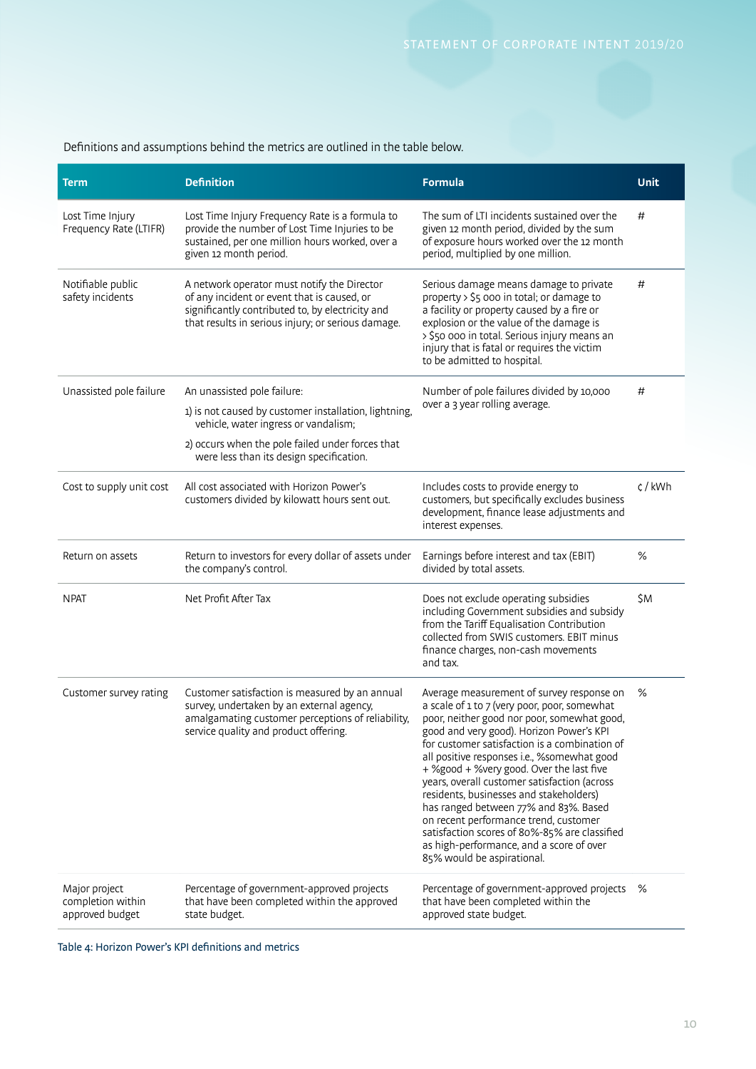Definitions and assumptions behind the metrics are outlined in the table below.

| Term | Definition | Formula | Unit |
|---|---|---|---|
| Lost Time Injury Frequency Rate (LTIFR) | Lost Time Injury Frequency Rate is a formula to provide the number of Lost Time Injuries to be sustained, per one million hours worked, over a given 12 month period. | The sum of LTI incidents sustained over the given 12 month period, divided by the sum of exposure hours worked over the 12 month period, multiplied by one million. | # |
| Notifiable public safety incidents | A network operator must notify the Director of any incident or event that is caused, or significantly contributed to, by electricity and that results in serious injury; or serious damage. | Serious damage means damage to private property > $5 000 in total; or damage to a facility or property caused by a fire or explosion or the value of the damage is > $50 000 in total. Serious injury means an injury that is fatal or requires the victim to be admitted to hospital. | # |
| Unassisted pole failure | An unassisted pole failure:<br>1) is not caused by customer installation, lightning, vehicle, water ingress or vandalism;<br>2) occurs when the pole failed under forces that were less than its design specification. | Number of pole failures divided by 10,000 over a 3 year rolling average. | # |
| Cost to supply unit cost | All cost associated with Horizon Power's customers divided by kilowatt hours sent out. | Includes costs to provide energy to customers, but specifically excludes business development, finance lease adjustments and interest expenses. | ¢ / kWh |
| Return on assets | Return to investors for every dollar of assets under the company's control. | Earnings before interest and tax (EBIT) divided by total assets. | % |
| NPAT | Net Profit After Tax | Does not exclude operating subsidies including Government subsidies and subsidy from the Tariff Equalisation Contribution collected from SWIS customers. EBIT minus finance charges, non-cash movements and tax. | $M |
| Customer survey rating | Customer satisfaction is measured by an annual survey, undertaken by an external agency, amalgamating customer perceptions of reliability, service quality and product offering. | Average measurement of survey response on a scale of 1 to 7 (very poor, poor, somewhat poor, neither good nor poor, somewhat good, good and very good). Horizon Power's KPI for customer satisfaction is a combination of all positive responses i.e., %somewhat good + %good + %very good. Over the last five years, overall customer satisfaction (across residents, businesses and stakeholders) has ranged between 77% and 83%. Based on recent performance trend, customer satisfaction scores of 80%-85% are classified as high-performance, and a score of over 85% would be aspirational. | % |
| Major project completion within approved budget | Percentage of government-approved projects that have been completed within the approved state budget. | Percentage of government-approved projects that have been completed within the approved state budget. | % |

Table 4: Horizon Power's KPI definitions and metrics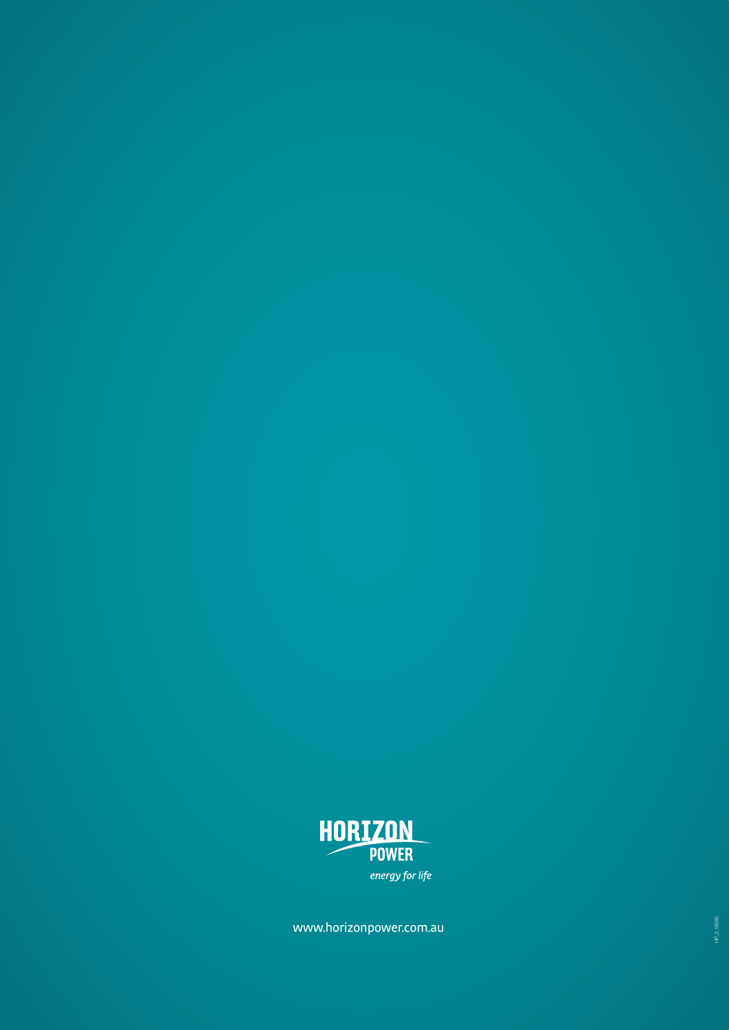HORIZON POWER

*energy for life*

www.horizonpower.com.au

HP_3_18092